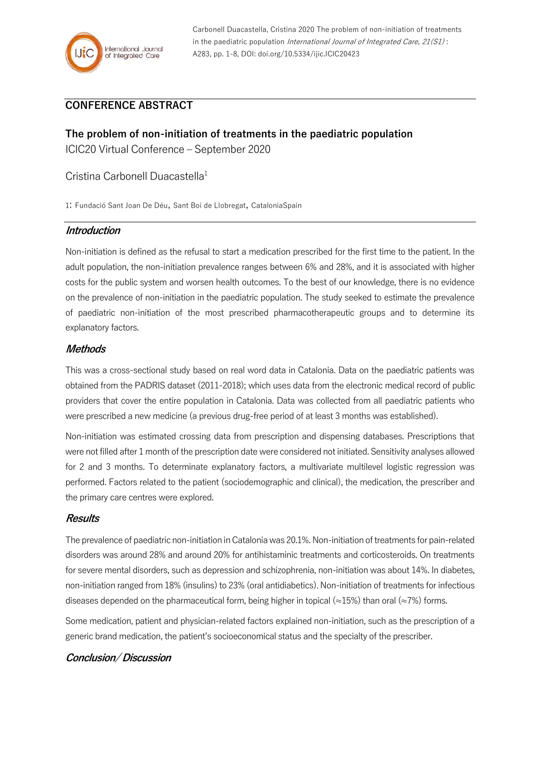Carbonell Duacastella, Cristina 2020 The problem of non-initiation of treatments in the paediatric population *International Journal of Integrated Care, 21(S1)* : A283, pp. 1-8, DOI: doi.org/10.5334/ijic.ICIC20423

## CONFERENCE ABSTRACT

# The problem of non-initiation of treatments in the paediatric population

ICIC20 Virtual Conference – September 2020

Cristina Carbonell Duacastella[1]

1: Fundació Sant Joan De Déu, Sant Boi de Llobregat, CataloniaSpain

### *Introduction*

Non-initiation is defined as the refusal to start a medication prescribed for the first time to the patient. In the adult population, the non-initiation prevalence ranges between 6% and 28%, and it is associated with higher costs for the public system and worsen health outcomes. To the best of our knowledge, there is no evidence on the prevalence of non-initiation in the paediatric population. The study seeked to estimate the prevalence of paediatric non-initiation of the most prescribed pharmacotherapeutic groups and to determine its explanatory factors.

### *Methods*

This was a cross-sectional study based on real word data in Catalonia. Data on the paediatric patients was obtained from the PADRIS dataset (2011-2018); which uses data from the electronic medical record of public providers that cover the entire population in Catalonia. Data was collected from all paediatric patients who were prescribed a new medicine (a previous drug-free period of at least 3 months was established).

Non-initiation was estimated crossing data from prescription and dispensing databases. Prescriptions that were not filled after 1 month of the prescription date were considered not initiated. Sensitivity analyses allowed for 2 and 3 months. To determinate explanatory factors, a multivariate multilevel logistic regression was performed. Factors related to the patient (sociodemographic and clinical), the medication, the prescriber and the primary care centres were explored.

### *Results*

The prevalence of paediatric non-initiation in Catalonia was 20.1%. Non-initiation of treatments for pain-related disorders was around 28% and around 20% for antihistaminic treatments and corticosteroids. On treatments for severe mental disorders, such as depression and schizophrenia, non-initiation was about 14%. In diabetes, non-initiation ranged from 18% (insulins) to 23% (oral antidiabetics). Non-initiation of treatments for infectious diseases depended on the pharmaceutical form, being higher in topical (≈15%) than oral (≈7%) forms.

Some medication, patient and physician-related factors explained non-initiation, such as the prescription of a generic brand medication, the patient's socioeconomical status and the specialty of the prescriber.

### *Conclusion/ Discussion*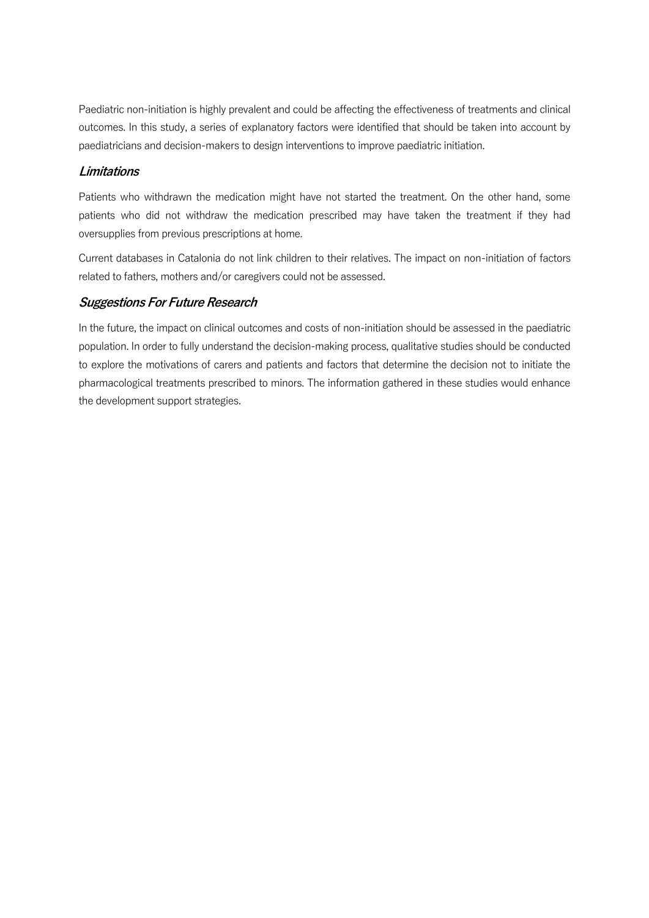Paediatric non-initiation is highly prevalent and could be affecting the effectiveness of treatments and clinical outcomes. In this study, a series of explanatory factors were identified that should be taken into account by paediatricians and decision-makers to design interventions to improve paediatric initiation.

### *Limitations*

Patients who withdrawn the medication might have not started the treatment. On the other hand, some patients who did not withdraw the medication prescribed may have taken the treatment if they had oversupplies from previous prescriptions at home.

Current databases in Catalonia do not link children to their relatives. The impact on non-initiation of factors related to fathers, mothers and/or caregivers could not be assessed.

### *Suggestions For Future Research*

In the future, the impact on clinical outcomes and costs of non-initiation should be assessed in the paediatric population. In order to fully understand the decision-making process, qualitative studies should be conducted to explore the motivations of carers and patients and factors that determine the decision not to initiate the pharmacological treatments prescribed to minors. The information gathered in these studies would enhance the development support strategies.